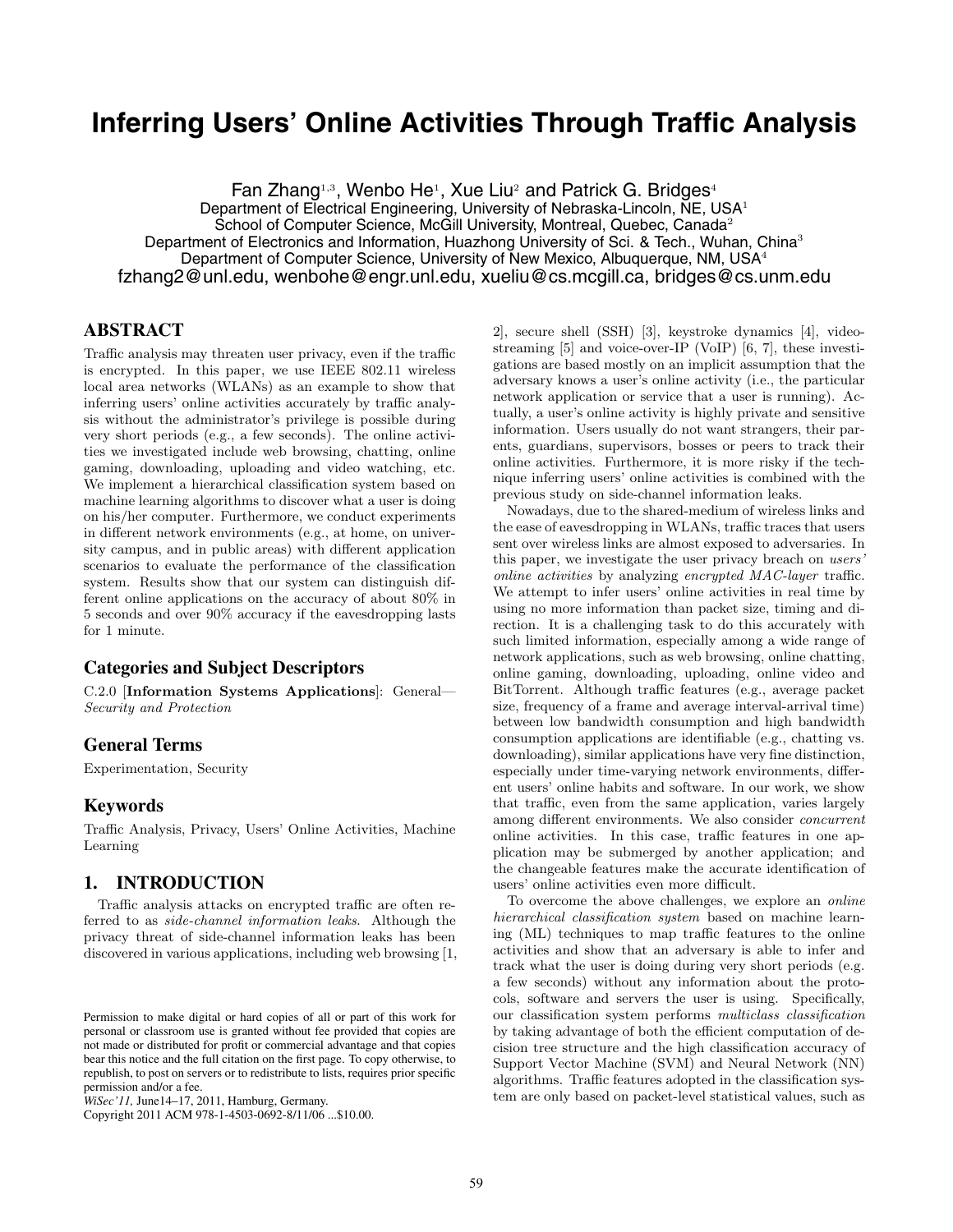# Inferring Users' Online Activities Through Traffic Analysis

Fan Zhang[1,3], Wenbo He[1], Xue Liu[2] and Patrick G. Bridges[4]

Department of Electrical Engineering, University of Nebraska-Lincoln, NE, USA[1]
School of Computer Science, McGill University, Montreal, Quebec, Canada[2]
Department of Electronics and Information, Huazhong University of Sci. & Tech., Wuhan, China[3]
Department of Computer Science, University of New Mexico, Albuquerque, NM, USA[4]

fzhang2@unl.edu, wenbohe@engr.unl.edu, xueliu@cs.mcgill.ca, bridges@cs.unm.edu

## ABSTRACT

Traffic analysis may threaten user privacy, even if the traffic is encrypted. In this paper, we use IEEE 802.11 wireless local area networks (WLANs) as an example to show that inferring users' online activities accurately by traffic analysis without the administrator's privilege is possible during very short periods (e.g., a few seconds). The online activities we investigated include web browsing, chatting, online gaming, downloading, uploading and video watching, etc. We implement a hierarchical classification system based on machine learning algorithms to discover what a user is doing on his/her computer. Furthermore, we conduct experiments in different network environments (e.g., at home, on university campus, and in public areas) with different application scenarios to evaluate the performance of the classification system. Results show that our system can distinguish different online applications on the accuracy of about 80% in 5 seconds and over 90% accuracy if the eavesdropping lasts for 1 minute.

### Categories and Subject Descriptors

C.2.0 [**Information Systems Applications**]: General—*Security and Protection*

### General Terms

Experimentation, Security

### Keywords

Traffic Analysis, Privacy, Users' Online Activities, Machine Learning

## 1. INTRODUCTION

Traffic analysis attacks on encrypted traffic are often referred to as *side-channel information leaks.* Although the privacy threat of side-channel information leaks has been discovered in various applications, including web browsing [1, 2], secure shell (SSH) [3], keystroke dynamics [4], video-streaming [5] and voice-over-IP (VoIP) [6, 7], these investigations are based mostly on an implicit assumption that the adversary knows a user's online activity (i.e., the particular network application or service that a user is running). Actually, a user's online activity is highly private and sensitive information. Users usually do not want strangers, their parents, guardians, supervisors, bosses or peers to track their online activities. Furthermore, it is more risky if the technique inferring users' online activities is combined with the previous study on side-channel information leaks.

Nowadays, due to the shared-medium of wireless links and the ease of eavesdropping in WLANs, traffic traces that users sent over wireless links are almost exposed to adversaries. In this paper, we investigate the user privacy breach on *users' online activities* by analyzing *encrypted MAC-layer* traffic. We attempt to infer users' online activities in real time by using no more information than packet size, timing and direction. It is a challenging task to do this accurately with such limited information, especially among a wide range of network applications, such as web browsing, online chatting, online gaming, downloading, uploading, online video and BitTorrent. Although traffic features (e.g., average packet size, frequency of a frame and average interval-arrival time) between low bandwidth consumption and high bandwidth consumption applications are identifiable (e.g., chatting vs. downloading), similar applications have very fine distinction, especially under time-varying network environments, different users' online habits and software. In our work, we show that traffic, even from the same application, varies largely among different environments. We also consider *concurrent* online activities. In this case, traffic features in one application may be submerged by another application; and the changeable features make the accurate identification of users' online activities even more difficult.

To overcome the above challenges, we explore an *online hierarchical classification system* based on machine learning (ML) techniques to map traffic features to the online activities and show that an adversary is able to infer and track what the user is doing during very short periods (e.g. a few seconds) without any information about the protocols, software and servers the user is using. Specifically, our classification system performs *multiclass classification* by taking advantage of both the efficient computation of decision tree structure and the high classification accuracy of Support Vector Machine (SVM) and Neural Network (NN) algorithms. Traffic features adopted in the classification system are only based on packet-level statistical values, such as

Permission to make digital or hard copies of all or part of this work for personal or classroom use is granted without fee provided that copies are not made or distributed for profit or commercial advantage and that copies bear this notice and the full citation on the first page. To copy otherwise, to republish, to post on servers or to redistribute to lists, requires prior specific permission and/or a fee.
*WiSec'11,* June14–17, 2011, Hamburg, Germany.
Copyright 2011 ACM 978-1-4503-0692-8/11/06 ...$10.00.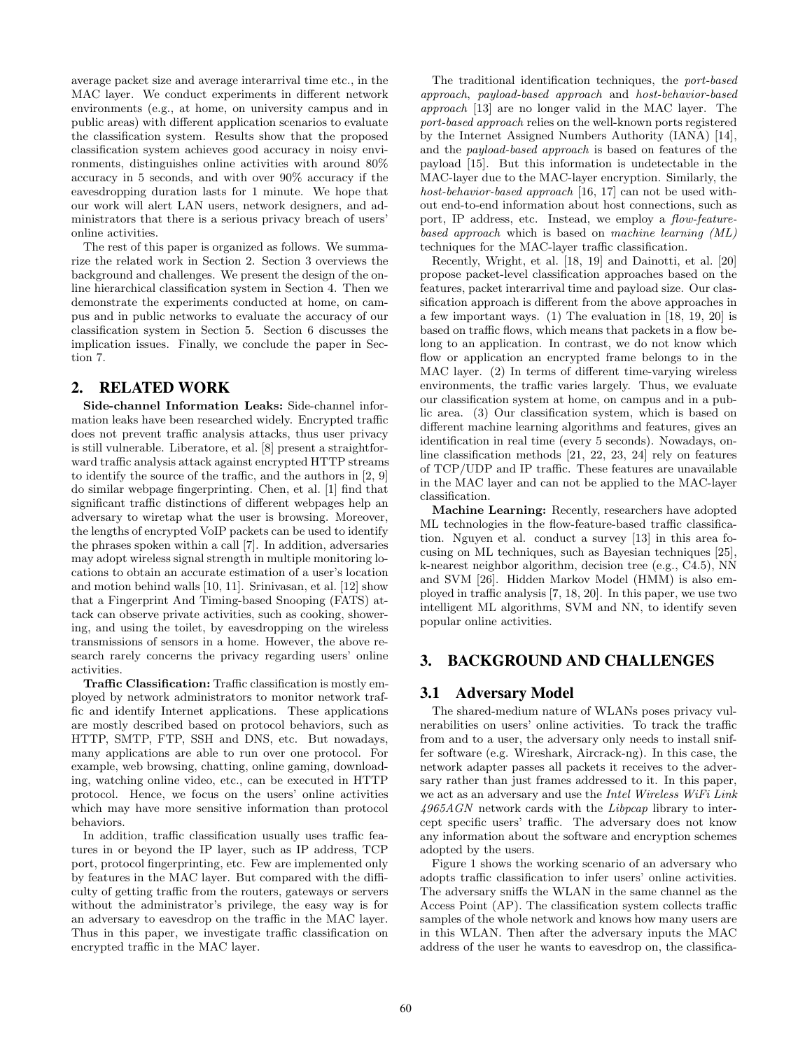average packet size and average interarrival time etc., in the MAC layer. We conduct experiments in different network environments (e.g., at home, on university campus and in public areas) with different application scenarios to evaluate the classification system. Results show that the proposed classification system achieves good accuracy in noisy environments, distinguishes online activities with around 80% accuracy in 5 seconds, and with over 90% accuracy if the eavesdropping duration lasts for 1 minute. We hope that our work will alert LAN users, network designers, and administrators that there is a serious privacy breach of users' online activities.

The rest of this paper is organized as follows. We summarize the related work in Section 2. Section 3 overviews the background and challenges. We present the design of the online hierarchical classification system in Section 4. Then we demonstrate the experiments conducted at home, on campus and in public networks to evaluate the accuracy of our classification system in Section 5. Section 6 discusses the implication issues. Finally, we conclude the paper in Section 7.

## 2. RELATED WORK

**Side-channel Information Leaks:** Side-channel information leaks have been researched widely. Encrypted traffic does not prevent traffic analysis attacks, thus user privacy is still vulnerable. Liberatore, et al. [8] present a straightforward traffic analysis attack against encrypted HTTP streams to identify the source of the traffic, and the authors in [2, 9] do similar webpage fingerprinting. Chen, et al. [1] find that significant traffic distinctions of different webpages help an adversary to wiretap what the user is browsing. Moreover, the lengths of encrypted VoIP packets can be used to identify the phrases spoken within a call [7]. In addition, adversaries may adopt wireless signal strength in multiple monitoring locations to obtain an accurate estimation of a user's location and motion behind walls [10, 11]. Srinivasan, et al. [12] show that a Fingerprint And Timing-based Snooping (FATS) attack can observe private activities, such as cooking, showering, and using the toilet, by eavesdropping on the wireless transmissions of sensors in a home. However, the above research rarely concerns the privacy regarding users' online activities.

**Traffic Classification:** Traffic classification is mostly employed by network administrators to monitor network traffic and identify Internet applications. These applications are mostly described based on protocol behaviors, such as HTTP, SMTP, FTP, SSH and DNS, etc. But nowadays, many applications are able to run over one protocol. For example, web browsing, chatting, online gaming, downloading, watching online video, etc., can be executed in HTTP protocol. Hence, we focus on the users' online activities which may have more sensitive information than protocol behaviors.

In addition, traffic classification usually uses traffic features in or beyond the IP layer, such as IP address, TCP port, protocol fingerprinting, etc. Few are implemented only by features in the MAC layer. But compared with the difficulty of getting traffic from the routers, gateways or servers without the administrator's privilege, the easy way is for an adversary to eavesdrop on the traffic in the MAC layer. Thus in this paper, we investigate traffic classification on encrypted traffic in the MAC layer.

The traditional identification techniques, the *port-based approach*, *payload-based approach* and *host-behavior-based approach* [13] are no longer valid in the MAC layer. The *port-based approach* relies on the well-known ports registered by the Internet Assigned Numbers Authority (IANA) [14], and the *payload-based approach* is based on features of the payload [15]. But this information is undetectable in the MAC-layer due to the MAC-layer encryption. Similarly, the *host-behavior-based approach* [16, 17] can not be used without end-to-end information about host connections, such as port, IP address, etc. Instead, we employ a *flow-feature-based approach* which is based on *machine learning (ML)* techniques for the MAC-layer traffic classification.

Recently, Wright, et al. [18, 19] and Dainotti, et al. [20] propose packet-level classification approaches based on the features, packet interarrival time and payload size. Our classification approach is different from the above approaches in a few important ways. (1) The evaluation in [18, 19, 20] is based on traffic flows, which means that packets in a flow belong to an application. In contrast, we do not know which flow or application an encrypted frame belongs to in the MAC layer. (2) In terms of different time-varying wireless environments, the traffic varies largely. Thus, we evaluate our classification system at home, on campus and in a public area. (3) Our classification system, which is based on different machine learning algorithms and features, gives an identification in real time (every 5 seconds). Nowadays, online classification methods [21, 22, 23, 24] rely on features of TCP/UDP and IP traffic. These features are unavailable in the MAC layer and can not be applied to the MAC-layer classification.

**Machine Learning:** Recently, researchers have adopted ML technologies in the flow-feature-based traffic classification. Nguyen et al. conduct a survey [13] in this area focusing on ML techniques, such as Bayesian techniques [25], k-nearest neighbor algorithm, decision tree (e.g., C4.5), NN and SVM [26]. Hidden Markov Model (HMM) is also employed in traffic analysis [7, 18, 20]. In this paper, we use two intelligent ML algorithms, SVM and NN, to identify seven popular online activities.

## 3. BACKGROUND AND CHALLENGES

### 3.1 Adversary Model

The shared-medium nature of WLANs poses privacy vulnerabilities on users' online activities. To track the traffic from and to a user, the adversary only needs to install sniffer software (e.g. Wireshark, Aircrack-ng). In this case, the network adapter passes all packets it receives to the adversary rather than just frames addressed to it. In this paper, we act as an adversary and use the *Intel Wireless WiFi Link 4965AGN* network cards with the *Libpcap* library to intercept specific users' traffic. The adversary does not know any information about the software and encryption schemes adopted by the users.

Figure 1 shows the working scenario of an adversary who adopts traffic classification to infer users' online activities. The adversary sniffs the WLAN in the same channel as the Access Point (AP). The classification system collects traffic samples of the whole network and knows how many users are in this WLAN. Then after the adversary inputs the MAC address of the user he wants to eavesdrop on, the classifica-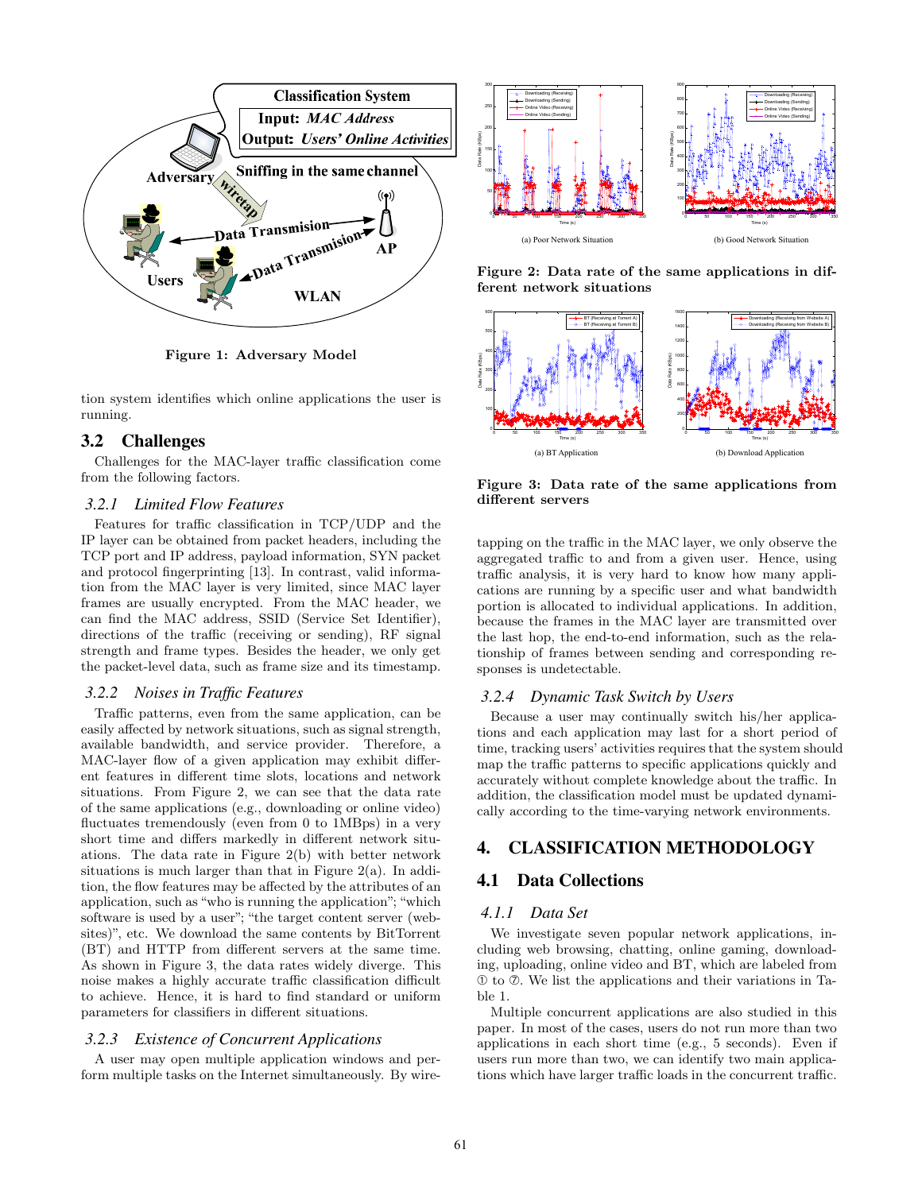Figure 1: Adversary Model

tion system identifies which online applications the user is running.

## 3.2 Challenges

Challenges for the MAC-layer traffic classification come from the following factors.

### 3.2.1 Limited Flow Features

Features for traffic classification in TCP/UDP and the IP layer can be obtained from packet headers, including the TCP port and IP address, payload information, SYN packet and protocol fingerprinting [13]. In contrast, valid information from the MAC layer is very limited, since MAC layer frames are usually encrypted. From the MAC header, we can find the MAC address, SSID (Service Set Identifier), directions of the traffic (receiving or sending), RF signal strength and frame types. Besides the header, we only get the packet-level data, such as frame size and its timestamp.

### 3.2.2 Noises in Traffic Features

Traffic patterns, even from the same application, can be easily affected by network situations, such as signal strength, available bandwidth, and service provider. Therefore, a MAC-layer flow of a given application may exhibit different features in different time slots, locations and network situations. From Figure 2, we can see that the data rate of the same applications (e.g., downloading or online video) fluctuates tremendously (even from 0 to 1MBps) in a very short time and differs markedly in different network situations. The data rate in Figure 2(b) with better network situations is much larger than that in Figure 2(a). In addition, the flow features may be affected by the attributes of an application, such as "who is running the application"; "which software is used by a user"; "the target content server (websites)", etc. We download the same contents by BitTorrent (BT) and HTTP from different servers at the same time. As shown in Figure 3, the data rates widely diverge. This noise makes a highly accurate traffic classification difficult to achieve. Hence, it is hard to find standard or uniform parameters for classifiers in different situations.

### 3.2.3 Existence of Concurrent Applications

A user may open multiple application windows and perform multiple tasks on the Internet simultaneously. By wiretapping on the traffic in the MAC layer, we only observe the aggregated traffic to and from a given user. Hence, using traffic analysis, it is very hard to know how many applications are running by a specific user and what bandwidth portion is allocated to individual applications. In addition, because the frames in the MAC layer are transmitted over the last hop, the end-to-end information, such as the relationship of frames between sending and corresponding responses is undetectable.

Figure 2: Data rate of the same applications in different network situations

Figure 3: Data rate of the same applications from different servers

### 3.2.4 Dynamic Task Switch by Users

Because a user may continually switch his/her applications and each application may last for a short period of time, tracking users' activities requires that the system should map the traffic patterns to specific applications quickly and accurately without complete knowledge about the traffic. In addition, the classification model must be updated dynamically according to the time-varying network environments.

# 4. CLASSIFICATION METHODOLOGY

## 4.1 Data Collections

### 4.1.1 Data Set

We investigate seven popular network applications, including web browsing, chatting, online gaming, downloading, uploading, online video and BT, which are labeled from ① to ⑦. We list the applications and their variations in Table 1.

Multiple concurrent applications are also studied in this paper. In most of the cases, users do not run more than two applications in each short time (e.g., 5 seconds). Even if users run more than two, we can identify two main applications which have larger traffic loads in the concurrent traffic.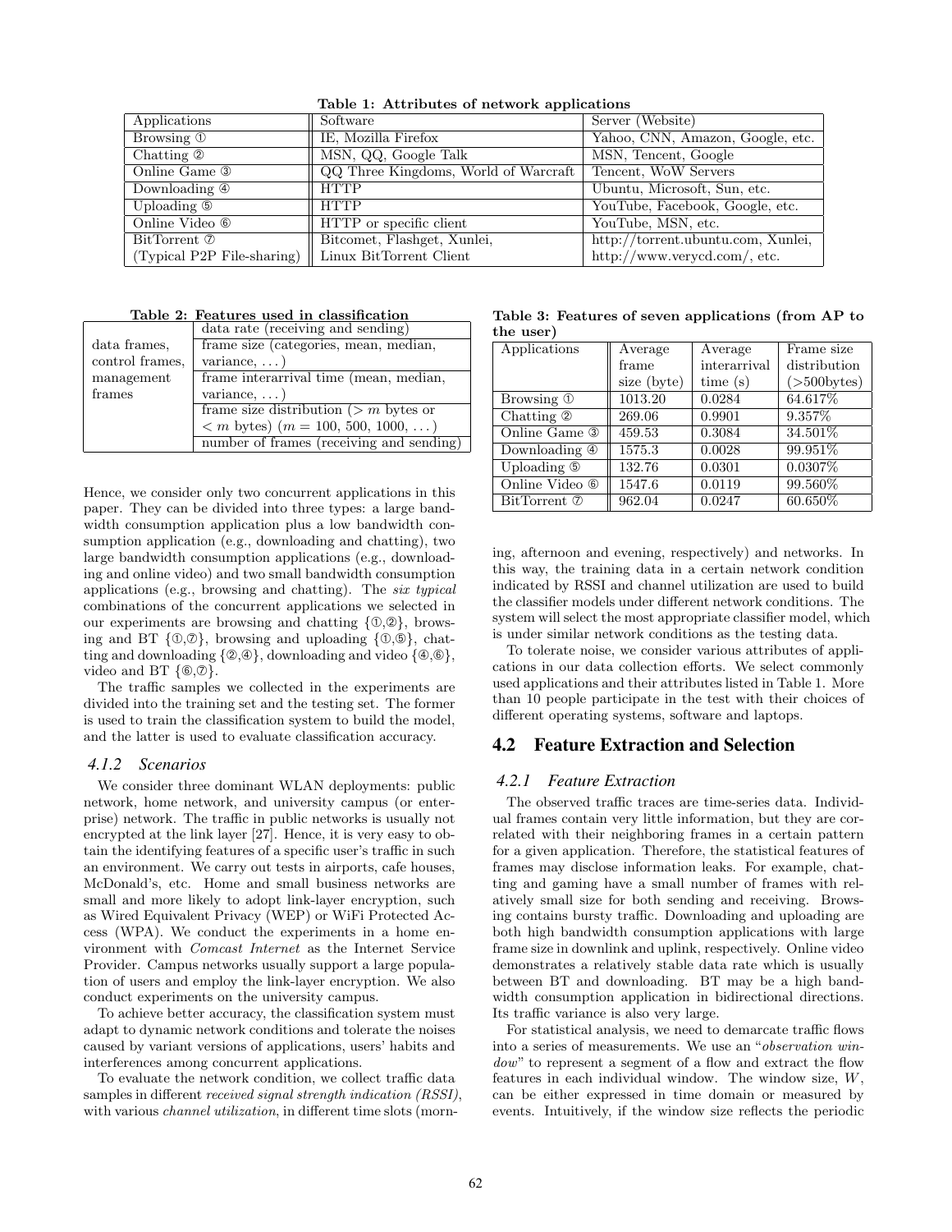Table 1: Attributes of network applications

| Applications | Software | Server (Website) |
|---|---|---|
| Browsing ① | IE, Mozilla Firefox | Yahoo, CNN, Amazon, Google, etc. |
| Chatting ② | MSN, QQ, Google Talk | MSN, Tencent, Google |
| Online Game ③ | QQ Three Kingdoms, World of Warcraft | Tencent, WoW Servers |
| Downloading ④ | HTTP | Ubuntu, Microsoft, Sun, etc. |
| Uploading ⑤ | HTTP | YouTube, Facebook, Google, etc. |
| Online Video ⑥ | HTTP or specific client | YouTube, MSN, etc. |
| BitTorrent ⑦ (Typical P2P File-sharing) | Bitcomet, Flashget, Xunlei, Linux BitTorrent Client | http://torrent.ubuntu.com, Xunlei, http://www.verycd.com/, etc. |

Table 2: Features used in classification

| | |
|---|---|
| data frames, control frames, management frames | data rate (receiving and sending) |
| | frame size (categories, mean, median, variance, ...) |
| | frame interarrival time (mean, median, variance, ...) |
| | frame size distribution (> $m$ bytes or < $m$ bytes) ($m$ = 100, 500, 1000, ...) |
| | number of frames (receiving and sending) |

Table 3: Features of seven applications (from AP to the user)

| Applications | Average frame size (byte) | Average interarrival time (s) | Frame size distribution (>500bytes) |
|---|---|---|---|
| Browsing ① | 1013.20 | 0.0284 | 64.617% |
| Chatting ② | 269.06 | 0.9901 | 9.357% |
| Online Game ③ | 459.53 | 0.3084 | 34.501% |
| Downloading ④ | 1575.3 | 0.0028 | 99.951% |
| Uploading ⑤ | 132.76 | 0.0301 | 0.0307% |
| Online Video ⑥ | 1547.6 | 0.0119 | 99.560% |
| BitTorrent ⑦ | 962.04 | 0.0247 | 60.650% |

Hence, we consider only two concurrent applications in this paper. They can be divided into three types: a large bandwidth consumption application plus a low bandwidth consumption application (e.g., downloading and chatting), two large bandwidth consumption applications (e.g., downloading and online video) and two small bandwidth consumption applications (e.g., browsing and chatting). The *six typical* combinations of the concurrent applications we selected in our experiments are browsing and chatting {①,②}, browsing and BT {①,⑦}, browsing and uploading {①,⑤}, chatting and downloading {②,④}, downloading and video {④,⑥}, video and BT {⑥,⑦}.

The traffic samples we collected in the experiments are divided into the training set and the testing set. The former is used to train the classification system to build the model, and the latter is used to evaluate classification accuracy.

#### 4.1.2 Scenarios

We consider three dominant WLAN deployments: public network, home network, and university campus (or enterprise) network. The traffic in public networks is usually not encrypted at the link layer [27]. Hence, it is very easy to obtain the identifying features of a specific user's traffic in such an environment. We carry out tests in airports, cafe houses, McDonald's, etc. Home and small business networks are small and more likely to adopt link-layer encryption, such as Wired Equivalent Privacy (WEP) or WiFi Protected Access (WPA). We conduct the experiments in a home environment with *Comcast Internet* as the Internet Service Provider. Campus networks usually support a large population of users and employ the link-layer encryption. We also conduct experiments on the university campus.

To achieve better accuracy, the classification system must adapt to dynamic network conditions and tolerate the noises caused by variant versions of applications, users' habits and interferences among concurrent applications.

To evaluate the network condition, we collect traffic data samples in different *received signal strength indication (RSSI)*, with various *channel utilization*, in different time slots (morning, afternoon and evening, respectively) and networks. In this way, the training data in a certain network condition indicated by RSSI and channel utilization are used to build the classifier models under different network conditions. The system will select the most appropriate classifier model, which is under similar network conditions as the testing data.

To tolerate noise, we consider various attributes of applications in our data collection efforts. We select commonly used applications and their attributes listed in Table 1. More than 10 people participate in the test with their choices of different operating systems, software and laptops.

### 4.2 Feature Extraction and Selection

#### 4.2.1 Feature Extraction

The observed traffic traces are time-series data. Individual frames contain very little information, but they are correlated with their neighboring frames in a certain pattern for a given application. Therefore, the statistical features of frames may disclose information leaks. For example, chatting and gaming have a small number of frames with relatively small size for both sending and receiving. Browsing contains bursty traffic. Downloading and uploading are both high bandwidth consumption applications with large frame size in downlink and uplink, respectively. Online video demonstrates a relatively stable data rate which is usually between BT and downloading. BT may be a high bandwidth consumption application in bidirectional directions. Its traffic variance is also very large.

For statistical analysis, we need to demarcate traffic flows into a series of measurements. We use an "*observation window*" to represent a segment of a flow and extract the flow features in each individual window. The window size, $W$, can be either expressed in time domain or measured by events. Intuitively, if the window size reflects the periodic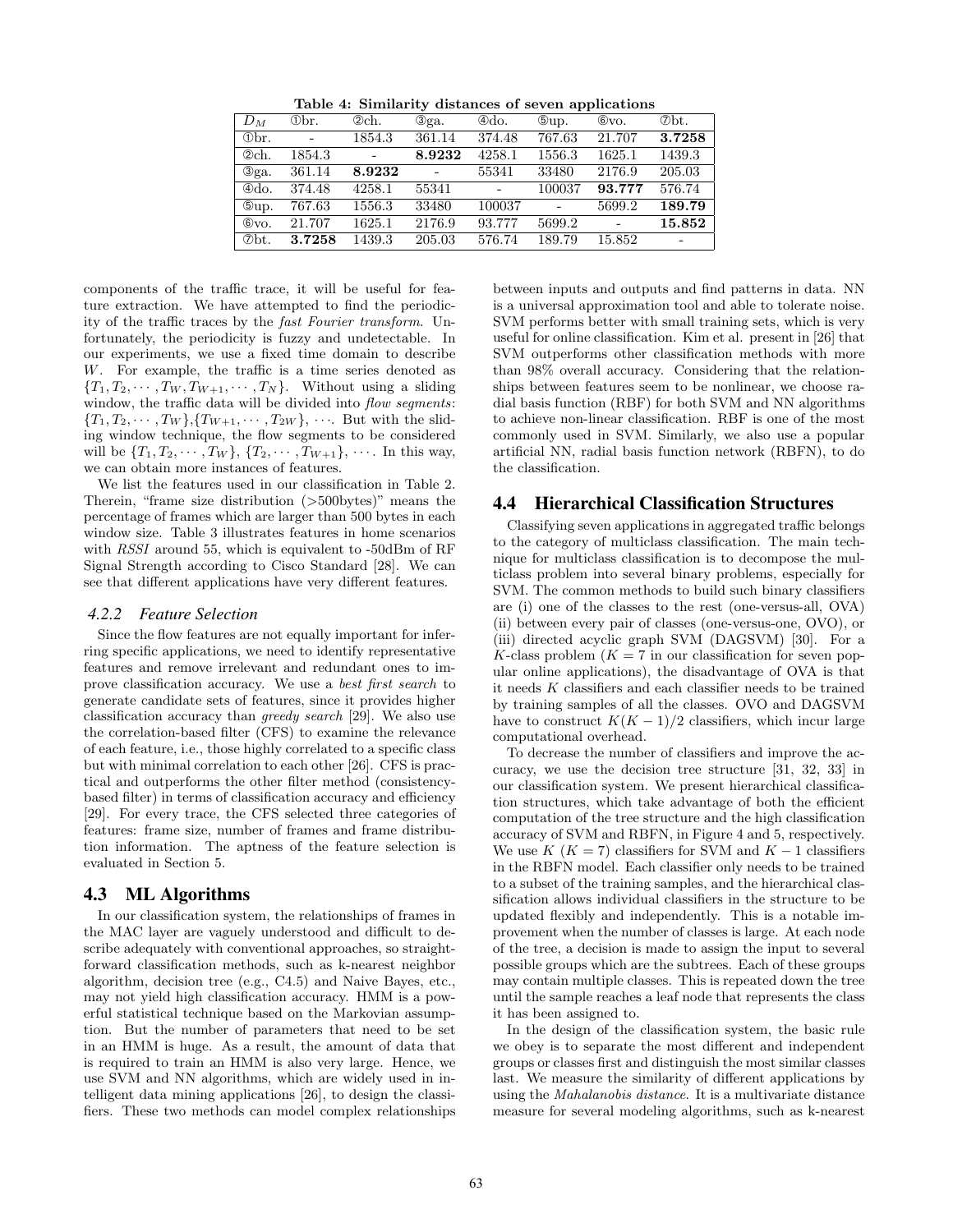**Table 4: Similarity distances of seven applications**

| $D_M$ | ①br. | ②ch. | ③ga. | ④do. | ⑤up. | ⑥vo. | ⑦bt. |
|---|---|---|---|---|---|---|---|
| ①br. | - | 1854.3 | 361.14 | 374.48 | 767.63 | 21.707 | **3.7258** |
| ②ch. | 1854.3 | - | **8.9232** | 4258.1 | 1556.3 | 1625.1 | 1439.3 |
| ③ga. | 361.14 | **8.9232** | - | 55341 | 33480 | 2176.9 | 205.03 |
| ④do. | 374.48 | 4258.1 | 55341 | - | 100037 | **93.777** | 576.74 |
| ⑤up. | 767.63 | 1556.3 | 33480 | 100037 | - | 5699.2 | **189.79** |
| ⑥vo. | 21.707 | 1625.1 | 2176.9 | 93.777 | 5699.2 | - | **15.852** |
| ⑦bt. | **3.7258** | 1439.3 | 205.03 | 576.74 | 189.79 | 15.852 | - |

components of the traffic trace, it will be useful for feature extraction. We have attempted to find the periodicity of the traffic traces by the *fast Fourier transform*. Unfortunately, the periodicity is fuzzy and undetectable. In our experiments, we use a fixed time domain to describe $W$. For example, the traffic is a time series denoted as $\{T_1, T_2, \cdots, T_W, T_{W+1}, \cdots, T_N\}$. Without using a sliding window, the traffic data will be divided into *flow segments*: $\{T_1, T_2, \cdots, T_W\}$,$\{T_{W+1}, \cdots, T_{2W}\}$, $\cdots$. But with the sliding window technique, the flow segments to be considered will be $\{T_1, T_2, \cdots, T_W\}$, $\{T_2, \cdots, T_{W+1}\}$, $\cdots$. In this way, we can obtain more instances of features.

We list the features used in our classification in Table 2. Therein, "frame size distribution (>500bytes)" means the percentage of frames which are larger than 500 bytes in each window size. Table 3 illustrates features in home scenarios with *RSSI* around 55, which is equivalent to -50dBm of RF Signal Strength according to Cisco Standard [28]. We can see that different applications have very different features.

### *4.2.2 Feature Selection*

Since the flow features are not equally important for inferring specific applications, we need to identify representative features and remove irrelevant and redundant ones to improve classification accuracy. We use a *best first search* to generate candidate sets of features, since it provides higher classification accuracy than *greedy search* [29]. We also use the correlation-based filter (CFS) to examine the relevance of each feature, i.e., those highly correlated to a specific class but with minimal correlation to each other [26]. CFS is practical and outperforms the other filter method (consistency-based filter) in terms of classification accuracy and efficiency [29]. For every trace, the CFS selected three categories of features: frame size, number of frames and frame distribution information. The aptness of the feature selection is evaluated in Section 5.

## 4.3 ML Algorithms

In our classification system, the relationships of frames in the MAC layer are vaguely understood and difficult to describe adequately with conventional approaches, so straightforward classification methods, such as k-nearest neighbor algorithm, decision tree (e.g., C4.5) and Naive Bayes, etc., may not yield high classification accuracy. HMM is a powerful statistical technique based on the Markovian assumption. But the number of parameters that need to be set in an HMM is huge. As a result, the amount of data that is required to train an HMM is also very large. Hence, we use SVM and NN algorithms, which are widely used in intelligent data mining applications [26], to design the classifiers. These two methods can model complex relationships between inputs and outputs and find patterns in data. NN is a universal approximation tool and able to tolerate noise. SVM performs better with small training sets, which is very useful for online classification. Kim et al. present in [26] that SVM outperforms other classification methods with more than 98% overall accuracy. Considering that the relationships between features seem to be nonlinear, we choose radial basis function (RBF) for both SVM and NN algorithms to achieve non-linear classification. RBF is one of the most commonly used in SVM. Similarly, we also use a popular artificial NN, radial basis function network (RBFN), to do the classification.

## 4.4 Hierarchical Classification Structures

Classifying seven applications in aggregated traffic belongs to the category of multiclass classification. The main technique for multiclass classification is to decompose the multiclass problem into several binary problems, especially for SVM. The common methods to build such binary classifiers are (i) one of the classes to the rest (one-versus-all, OVA) (ii) between every pair of classes (one-versus-one, OVO), or (iii) directed acyclic graph SVM (DAGSVM) [30]. For a $K$-class problem ($K = 7$ in our classification for seven popular online applications), the disadvantage of OVA is that it needs $K$ classifiers and each classifier needs to be trained by training samples of all the classes. OVO and DAGSVM have to construct $K(K - 1)/2$ classifiers, which incur large computational overhead.

To decrease the number of classifiers and improve the accuracy, we use the decision tree structure [31, 32, 33] in our classification system. We present hierarchical classification structures, which take advantage of both the efficient computation of the tree structure and the high classification accuracy of SVM and RBFN, in Figure 4 and 5, respectively. We use $K$ ($K = 7$) classifiers for SVM and $K - 1$ classifiers in the RBFN model. Each classifier only needs to be trained to a subset of the training samples, and the hierarchical classification allows individual classifiers in the structure to be updated flexibly and independently. This is a notable improvement when the number of classes is large. At each node of the tree, a decision is made to assign the input to several possible groups which are the subtrees. Each of these groups may contain multiple classes. This is repeated down the tree until the sample reaches a leaf node that represents the class it has been assigned to.

In the design of the classification system, the basic rule we obey is to separate the most different and independent groups or classes first and distinguish the most similar classes last. We measure the similarity of different applications by using the *Mahalanobis distance*. It is a multivariate distance measure for several modeling algorithms, such as k-nearest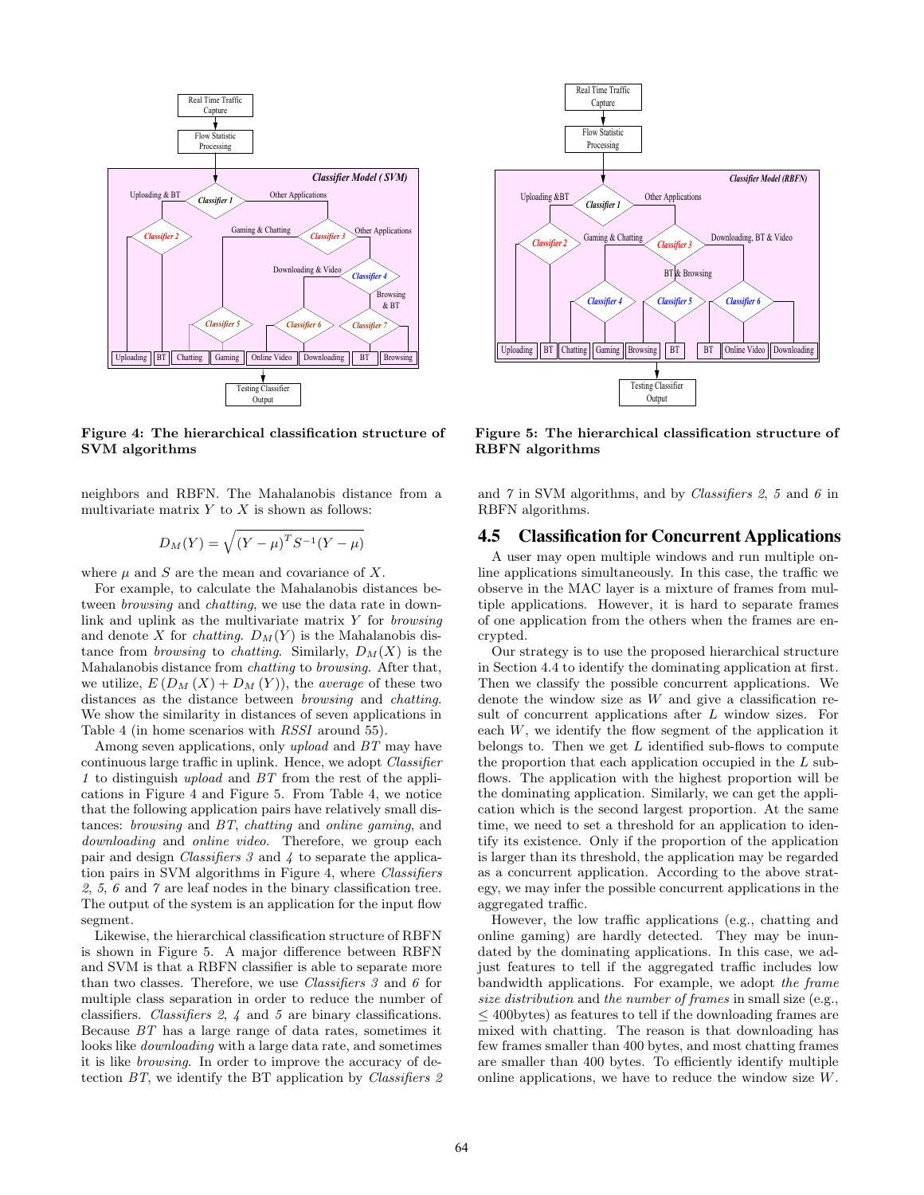Real Time Traffic Capture

Flow Statistic Processing

Classifier Model ( SVM)

Uploading & BT

Classifier 1

Other Applications

Classifier 2

Gaming & Chatting

Classifier 3

Other Applications

Downloading & Video

Classifier 4

Browsing & BT

Classifier 5

Classifier 6

Classifier 7

Uploading | BT | Chatting | Gaming | Online Video | Downloading | BT | Browsing

Testing Classifier Output

**Figure 4: The hierarchical classification structure of SVM algorithms**

Real Time Traffic Capture

Flow Statistic Processing

Classifier Model (RBFN)

Uploading &BT

Classifier 1

Other Applications

Classifier 2

Gaming & Chatting

Classifier 3

Downloading, BT & Video

BT & Browsing

Classifier 4

Classifier 5

Classifier 6

Uploading | BT | Chatting | Gaming | Browsing | BT | BT | Online Video | Downloading

Testing Classifier Output

**Figure 5: The hierarchical classification structure of RBFN algorithms**

neighbors and RBFN. The Mahalanobis distance from a multivariate matrix $Y$ to $X$ is shown as follows:

$$D_M(Y) = \sqrt{(Y-\mu)^T S^{-1} (Y-\mu)}$$

where $\mu$ and $S$ are the mean and covariance of $X$.

For example, to calculate the Mahalanobis distances between *browsing* and *chatting*, we use the data rate in downlink and uplink as the multivariate matrix $Y$ for *browsing* and denote $X$ for *chatting*. $D_M(Y)$ is the Mahalanobis distance from *browsing* to *chatting*. Similarly, $D_M(X)$ is the Mahalanobis distance from *chatting* to *browsing*. After that, we utilize, $E\left(D_M\left(X\right) + D_M\left(Y\right)\right)$, the *average* of these two distances as the distance between *browsing* and *chatting*. We show the similarity in distances of seven applications in Table 4 (in home scenarios with *RSSI* around 55).

Among seven applications, only *upload* and *BT* may have continuous large traffic in uplink. Hence, we adopt *Classifier 1* to distinguish *upload* and *BT* from the rest of the applications in Figure 4 and Figure 5. From Table 4, we notice that the following application pairs have relatively small distances: *browsing* and *BT*, *chatting* and *online gaming*, and *downloading* and *online video*. Therefore, we group each pair and design *Classifiers 3* and *4* to separate the application pairs in SVM algorithms in Figure 4, where *Classifiers 2*, *5*, *6* and *7* are leaf nodes in the binary classification tree. The output of the system is an application for the input flow segment.

Likewise, the hierarchical classification structure of RBFN is shown in Figure 5. A major difference between RBFN and SVM is that a RBFN classifier is able to separate more than two classes. Therefore, we use *Classifiers 3* and *6* for multiple class separation in order to reduce the number of classifiers. *Classifiers 2*, *4* and *5* are binary classifications. Because *BT* has a large range of data rates, sometimes it looks like *downloading* with a large data rate, and sometimes it is like *browsing*. In order to improve the accuracy of detection *BT*, we identify the BT application by *Classifiers 2* and *7* in SVM algorithms, and by *Classifiers 2*, *5* and *6* in RBFN algorithms.

## 4.5 Classification for Concurrent Applications

A user may open multiple windows and run multiple online applications simultaneously. In this case, the traffic we observe in the MAC layer is a mixture of frames from multiple applications. However, it is hard to separate frames of one application from the others when the frames are encrypted.

Our strategy is to use the proposed hierarchical structure in Section 4.4 to identify the dominating application at first. Then we classify the possible concurrent applications. We denote the window size as $W$ and give a classification result of concurrent applications after $L$ window sizes. For each $W$, we identify the flow segment of the application it belongs to. Then we get $L$ identified sub-flows to compute the proportion that each application occupied in the $L$ subflows. The application with the highest proportion will be the dominating application. Similarly, we can get the application which is the second largest proportion. At the same time, we need to set a threshold for an application to identify its existence. Only if the proportion of the application is larger than its threshold, the application may be regarded as a concurrent application. According to the above strategy, we may infer the possible concurrent applications in the aggregated traffic.

However, the low traffic applications (e.g., chatting and online gaming) are hardly detected. They may be inundated by the dominating applications. In this case, we adjust features to tell if the aggregated traffic includes low bandwidth applications. For example, we adopt *the frame size distribution* and *the number of frames* in small size (e.g., $\leq$ 400bytes) as features to tell if the downloading frames are mixed with chatting. The reason is that downloading has few frames smaller than 400 bytes, and most chatting frames are smaller than 400 bytes. To efficiently identify multiple online applications, we have to reduce the window size $W$.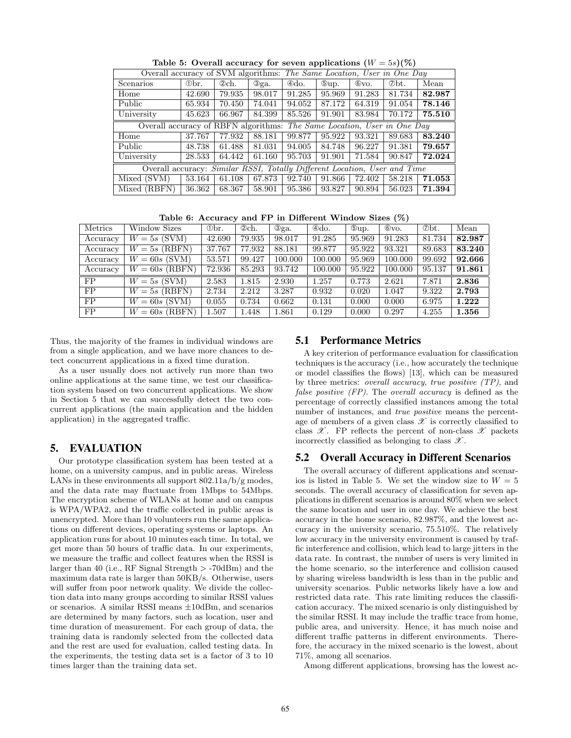**Table 5: Overall accuracy for seven applications ($W = 5s$)(%)**

| Overall accuracy of SVM algorithms: *The Same Location, User in One Day* | | | | | | | | |
|---|---|---|---|---|---|---|---|---|
| Scenarios | ①br. | ②ch. | ③ga. | ④do. | ⑤up. | ⑥vo. | ⑦bt. | Mean |
| Home | 42.690 | 79.935 | 98.017 | 91.285 | 95.969 | 91.283 | 81.734 | **82.987** |
| Public | 65.934 | 70.450 | 74.041 | 94.052 | 87.172 | 64.319 | 91.054 | **78.146** |
| University | 45.623 | 66.967 | 84.399 | 85.526 | 91.901 | 83.984 | 70.172 | **75.510** |
| Overall accuracy of RBFN algorithms: *The Same Location, User in One Day* | | | | | | | | |
| Home | 37.767 | 77.932 | 88.181 | 99.877 | 95.922 | 93.321 | 89.683 | **83.240** |
| Public | 48.738 | 61.488 | 81.031 | 94.005 | 84.748 | 96.227 | 91.381 | **79.657** |
| University | 28.533 | 64.442 | 61.160 | 95.703 | 91.901 | 71.584 | 90.847 | **72.024** |
| Overall accuracy: *Similar RSSI, Totally Different Location, User and Time* | | | | | | | | |
| Mixed (SVM) | 53.164 | 61.108 | 67.873 | 92.740 | 91.866 | 72.402 | 58.218 | **71.053** |
| Mixed (RBFN) | 36.362 | 68.367 | 58.901 | 95.386 | 93.827 | 90.894 | 56.023 | **71.394** |

**Table 6: Accuracy and FP in Different Window Sizes (%)**

| Metrics | Window Sizes | ①br. | ②ch. | ③ga. | ④do. | ⑤up. | ⑥vo. | ⑦bt. | Mean |
|---|---|---|---|---|---|---|---|---|---|
| Accuracy | $W = 5s$ (SVM) | 42.690 | 79.935 | 98.017 | 91.285 | 95.969 | 91.283 | 81.734 | **82.987** |
| Accuracy | $W = 5s$ (RBFN) | 37.767 | 77.932 | 88.181 | 99.877 | 95.922 | 93.321 | 89.683 | **83.240** |
| Accuracy | $W = 60s$ (SVM) | 53.571 | 99.427 | 100.000 | 100.000 | 95.969 | 100.000 | 99.692 | **92.666** |
| Accuracy | $W = 60s$ (RBFN) | 72.936 | 85.293 | 93.742 | 100.000 | 95.922 | 100.000 | 95.137 | **91.861** |
| FP | $W = 5s$ (SVM) | 2.583 | 1.815 | 2.930 | 1.257 | 0.773 | 2.621 | 7.871 | **2.836** |
| FP | $W = 5s$ (RBFN) | 2.734 | 2.212 | 3.287 | 0.932 | 0.020 | 1.047 | 9.322 | **2.793** |
| FP | $W = 60s$ (SVM) | 0.055 | 0.734 | 0.662 | 0.131 | 0.000 | 0.000 | 6.975 | **1.222** |
| FP | $W = 60s$ (RBFN) | 1.507 | 1.448 | 1.861 | 0.129 | 0.000 | 0.297 | 4.255 | **1.356** |

Thus, the majority of the frames in individual windows are from a single application, and we have more chances to detect concurrent applications in a fixed time duration.

As a user usually does not actively run more than two online applications at the same time, we test our classification system based on two concurrent applications. We show in Section 5 that we can successfully detect the two concurrent applications (the main application and the hidden application) in the aggregated traffic.

## 5. EVALUATION

Our prototype classification system has been tested at a home, on a university campus, and in public areas. Wireless LANs in these environments all support 802.11a/b/g modes, and the data rate may fluctuate from 1Mbps to 54Mbps. The encryption scheme of WLANs at home and on campus is WPA/WPA2, and the traffic collected in public areas is unencrypted. More than 10 volunteers run the same applications on different devices, operating systems or laptops. An application runs for about 10 minutes each time. In total, we get more than 50 hours of traffic data. In our experiments, we measure the traffic and collect features when the RSSI is larger than 40 (i.e., RF Signal Strength > -70dBm) and the maximum data rate is larger than 50KB/s. Otherwise, users will suffer from poor network quality. We divide the collection data into many groups according to similar RSSI values or scenarios. A similar RSSI means ±10dBm, and scenarios are determined by many factors, such as location, user and time duration of measurement. For each group of data, the training data is randomly selected from the collected data and the rest are used for evaluation, called testing data. In the experiments, the testing data set is a factor of 3 to 10 times larger than the training data set.

### 5.1 Performance Metrics

A key criterion of performance evaluation for classification techniques is the accuracy (i.e., how accurately the technique or model classifies the flows) [13], which can be measured by three metrics: *overall accuracy*, *true positive (TP)*, and *false positive (FP)*. The *overall accuracy* is defined as the percentage of correctly classified instances among the total number of instances, and *true positive* means the percentage of members of a given class $\mathscr{X}$ is correctly classified to class $\mathscr{X}$. FP reflects the percent of non-class $\mathscr{X}$ packets incorrectly classified as belonging to class $\mathscr{X}$.

### 5.2 Overall Accuracy in Different Scenarios

The overall accuracy of different applications and scenarios is listed in Table 5. We set the window size to $W = 5$ seconds. The overall accuracy of classification for seven applications in different scenarios is around 80% when we select the same location and user in one day. We achieve the best accuracy in the home scenario, 82.987%, and the lowest accuracy in the university scenario, 75.510%. The relatively low accuracy in the university environment is caused by traffic interference and collision, which lead to large jitters in the data rate. In contrast, the number of users is very limited in the home scenario, so the interference and collision caused by sharing wireless bandwidth is less than in the public and university scenarios. Public networks likely have a low and restricted data rate. This rate limiting reduces the classification accuracy. The mixed scenario is only distinguished by the similar RSSI. It may include the traffic trace from home, public area, and university. Hence, it has much noise and different traffic patterns in different environments. Therefore, the accuracy in the mixed scenario is the lowest, about 71%, among all scenarios.

Among different applications, browsing has the lowest ac-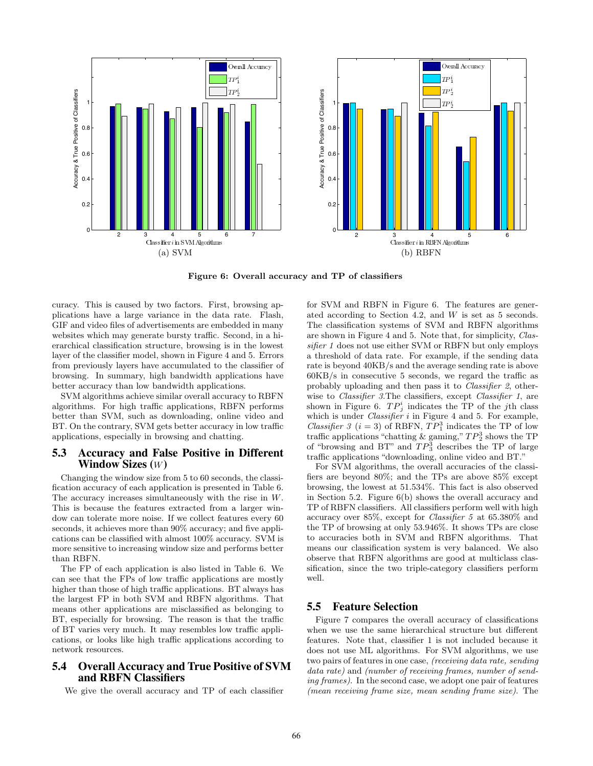Figure 6: Overall accuracy and TP of classifiers

curacy. This is caused by two factors. First, browsing applications have a large variance in the data rate. Flash, GIF and video files of advertisements are embedded in many websites which may generate bursty traffic. Second, in a hierarchical classification structure, browsing is in the lowest layer of the classifier model, shown in Figure 4 and 5. Errors from previously layers have accumulated to the classifier of browsing. In summary, high bandwidth applications have better accuracy than low bandwidth applications.

SVM algorithms achieve similar overall accuracy to RBFN algorithms. For high traffic applications, RBFN performs better than SVM, such as downloading, online video and BT. On the contrary, SVM gets better accuracy in low traffic applications, especially in browsing and chatting.

## 5.3 Accuracy and False Positive in Different Window Sizes ($W$)

Changing the window size from 5 to 60 seconds, the classification accuracy of each application is presented in Table 6. The accuracy increases simultaneously with the rise in $W$. This is because the features extracted from a larger window can tolerate more noise. If we collect features every 60 seconds, it achieves more than 90% accuracy; and five applications can be classified with almost 100% accuracy. SVM is more sensitive to increasing window size and performs better than RBFN.

The FP of each application is also listed in Table 6. We can see that the FPs of low traffic applications are mostly higher than those of high traffic applications. BT always has the largest FP in both SVM and RBFN algorithms. That means other applications are misclassified as belonging to BT, especially for browsing. The reason is that the traffic of BT varies very much. It may resembles low traffic applications, or looks like high traffic applications according to network resources.

## 5.4 Overall Accuracy and True Positive of SVM and RBFN Classifiers

We give the overall accuracy and TP of each classifier for SVM and RBFN in Figure 6. The features are generated according to Section 4.2, and $W$ is set as 5 seconds. The classification systems of SVM and RBFN algorithms are shown in Figure 4 and 5. Note that, for simplicity, *Classifier 1* does not use either SVM or RBFN but only employs a threshold of data rate. For example, if the sending data rate is beyond 40KB/s and the average sending rate is above 60KB/s in consecutive 5 seconds, we regard the traffic as probably uploading and then pass it to *Classifier 2*, otherwise to *Classifier 3*.The classifiers, except *Classifier 1*, are shown in Figure 6. $TP^i_j$ indicates the TP of the $j$th class which is under *Classifier* $i$ in Figure 4 and 5. For example, *Classifier 3* ($i = 3$) of RBFN, $TP^3_1$ indicates the TP of low traffic applications "chatting & gaming," $TP^3_2$ shows the TP of "browsing and BT" and $TP^3_3$ describes the TP of large traffic applications "downloading, online video and BT."

For SVM algorithms, the overall accuracies of the classifiers are beyond 80%; and the TPs are above 85% except browsing, the lowest at 51.534%. This fact is also observed in Section 5.2. Figure 6(b) shows the overall accuracy and TP of RBFN classifiers. All classifiers perform well with high accuracy over 85%, except for *Classifier 5* at 65.380% and the TP of browsing at only 53.946%. It shows TPs are close to accuracies both in SVM and RBFN algorithms. That means our classification system is very balanced. We also observe that RBFN algorithms are good at multiclass classification, since the two triple-category classifiers perform well.

## 5.5 Feature Selection

Figure 7 compares the overall accuracy of classifications when we use the same hierarchical structure but different features. Note that, classifier 1 is not included because it does not use ML algorithms. For SVM algorithms, we use two pairs of features in one case, *(receiving data rate, sending data rate)* and *(number of receiving frames, number of sending frames)*. In the second case, we adopt one pair of features *(mean receiving frame size, mean sending frame size)*. The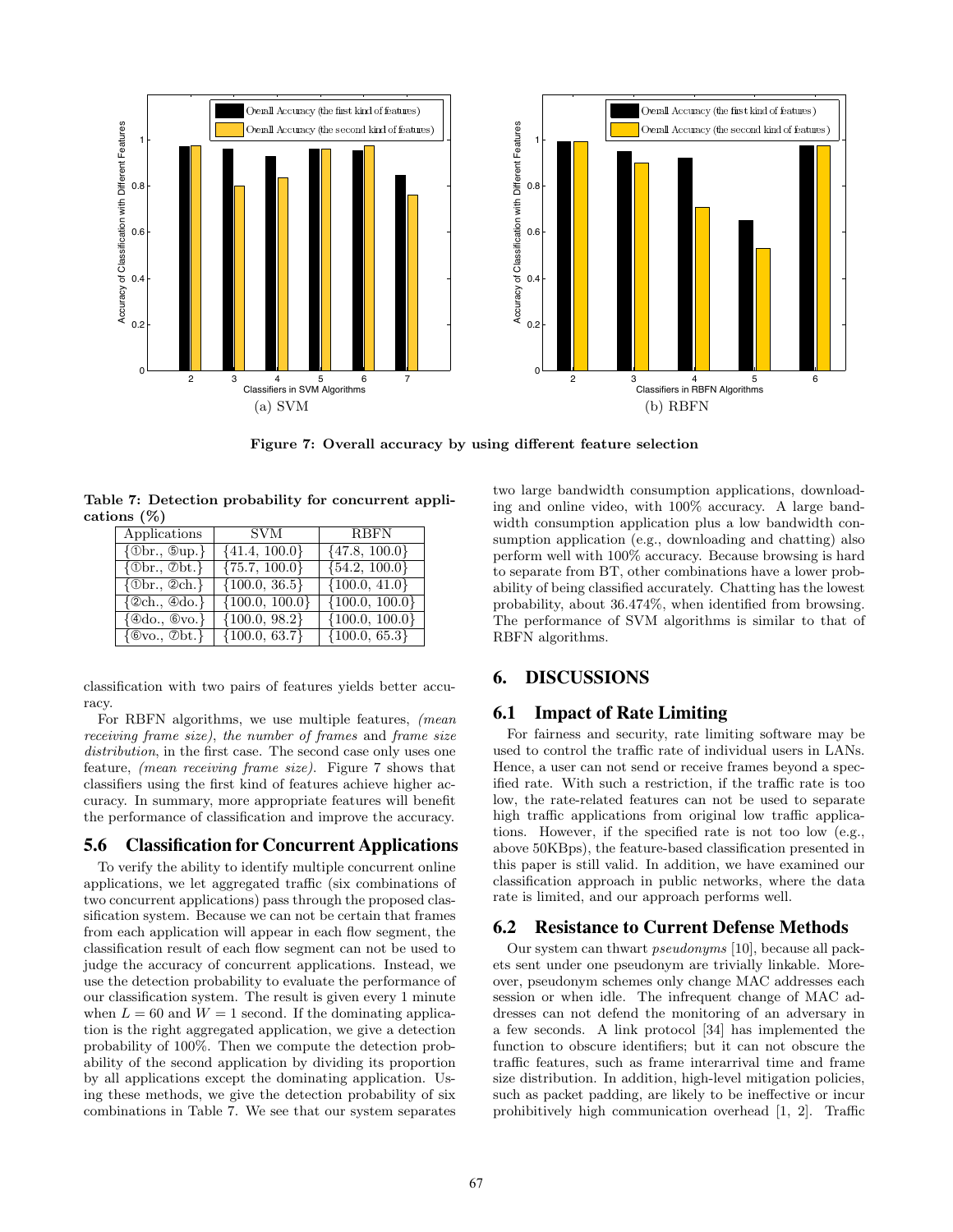Figure 7: Overall accuracy by using different feature selection

(a) SVM

(b) RBFN

**Table 7: Detection probability for concurrent applications (%)**

| Applications | SVM | RBFN |
|---|---|---|
| {①br., ⑤up.} | {41.4, 100.0} | {47.8, 100.0} |
| {①br., ⑦bt.} | {75.7, 100.0} | {54.2, 100.0} |
| {①br., ②ch.} | {100.0, 36.5} | {100.0, 41.0} |
| {②ch., ④do.} | {100.0, 100.0} | {100.0, 100.0} |
| {④do., ⑥vo.} | {100.0, 98.2} | {100.0, 100.0} |
| {⑥vo., ⑦bt.} | {100.0, 63.7} | {100.0, 65.3} |

classification with two pairs of features yields better accuracy.

For RBFN algorithms, we use multiple features, *(mean receiving frame size)*, *the number of frames* and *frame size distribution*, in the first case. The second case only uses one feature, *(mean receiving frame size)*. Figure 7 shows that classifiers using the first kind of features achieve higher accuracy. In summary, more appropriate features will benefit the performance of classification and improve the accuracy.

## 5.6 Classification for Concurrent Applications

To verify the ability to identify multiple concurrent online applications, we let aggregated traffic (six combinations of two concurrent applications) pass through the proposed classification system. Because we can not be certain that frames from each application will appear in each flow segment, the classification result of each flow segment can not be used to judge the accuracy of concurrent applications. Instead, we use the detection probability to evaluate the performance of our classification system. The result is given every 1 minute when $L = 60$ and $W = 1$ second. If the dominating application is the right aggregated application, we give a detection probability of 100%. Then we compute the detection probability of the second application by dividing its proportion by all applications except the dominating application. Using these methods, we give the detection probability of six combinations in Table 7. We see that our system separates two large bandwidth consumption applications, downloading and online video, with 100% accuracy. A large bandwidth consumption application plus a low bandwidth consumption application (e.g., downloading and chatting) also perform well with 100% accuracy. Because browsing is hard to separate from BT, other combinations have a lower probability of being classified accurately. Chatting has the lowest probability, about 36.474%, when identified from browsing. The performance of SVM algorithms is similar to that of RBFN algorithms.

# 6. DISCUSSIONS

## 6.1 Impact of Rate Limiting

For fairness and security, rate limiting software may be used to control the traffic rate of individual users in LANs. Hence, a user can not send or receive frames beyond a specified rate. With such a restriction, if the traffic rate is too low, the rate-related features can not be used to separate high traffic applications from original low traffic applications. However, if the specified rate is not too low (e.g., above 50KBps), the feature-based classification presented in this paper is still valid. In addition, we have examined our classification approach in public networks, where the data rate is limited, and our approach performs well.

## 6.2 Resistance to Current Defense Methods

Our system can thwart *pseudonyms* [10], because all packets sent under one pseudonym are trivially linkable. Moreover, pseudonym schemes only change MAC addresses each session or when idle. The infrequent change of MAC addresses can not defend the monitoring of an adversary in a few seconds. A link protocol [34] has implemented the function to obscure identifiers; but it can not obscure the traffic features, such as frame interarrival time and frame size distribution. In addition, high-level mitigation policies, such as packet padding, are likely to be ineffective or incur prohibitively high communication overhead [1, 2]. Traffic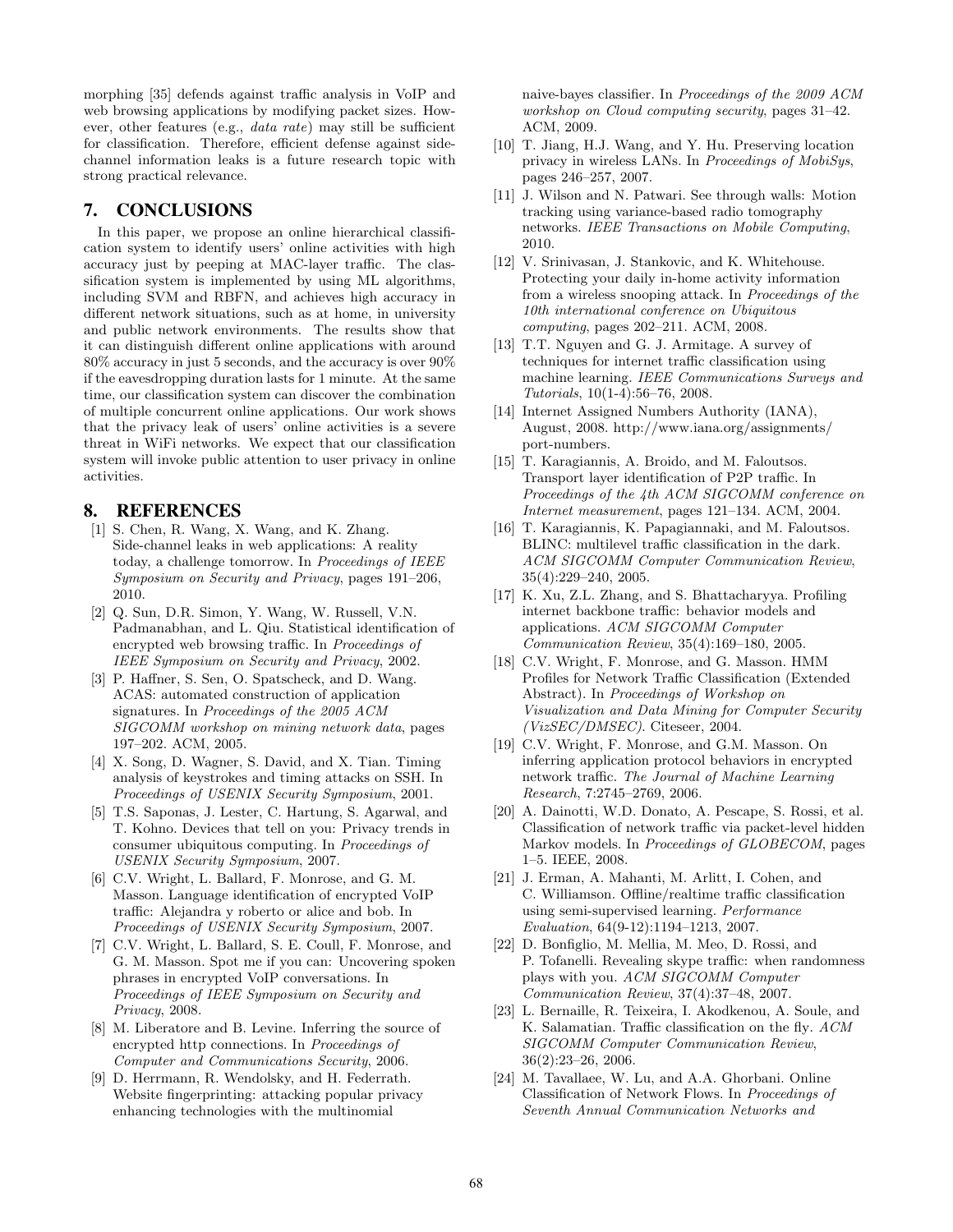morphing [35] defends against traffic analysis in VoIP and web browsing applications by modifying packet sizes. However, other features (e.g., *data rate*) may still be sufficient for classification. Therefore, efficient defense against side-channel information leaks is a future research topic with strong practical relevance.

## 7. CONCLUSIONS

In this paper, we propose an online hierarchical classification system to identify users' online activities with high accuracy just by peeping at MAC-layer traffic. The classification system is implemented by using ML algorithms, including SVM and RBFN, and achieves high accuracy in different network situations, such as at home, in university and public network environments. The results show that it can distinguish different online applications with around 80% accuracy in just 5 seconds, and the accuracy is over 90% if the eavesdropping duration lasts for 1 minute. At the same time, our classification system can discover the combination of multiple concurrent online applications. Our work shows that the privacy leak of users' online activities is a severe threat in WiFi networks. We expect that our classification system will invoke public attention to user privacy in online activities.

## 8. REFERENCES

[1] S. Chen, R. Wang, X. Wang, and K. Zhang. Side-channel leaks in web applications: A reality today, a challenge tomorrow. In *Proceedings of IEEE Symposium on Security and Privacy*, pages 191–206, 2010.

[2] Q. Sun, D.R. Simon, Y. Wang, W. Russell, V.N. Padmanabhan, and L. Qiu. Statistical identification of encrypted web browsing traffic. In *Proceedings of IEEE Symposium on Security and Privacy*, 2002.

[3] P. Haffner, S. Sen, O. Spatscheck, and D. Wang. ACAS: automated construction of application signatures. In *Proceedings of the 2005 ACM SIGCOMM workshop on mining network data*, pages 197–202. ACM, 2005.

[4] X. Song, D. Wagner, S. David, and X. Tian. Timing analysis of keystrokes and timing attacks on SSH. In *Proceedings of USENIX Security Symposium*, 2001.

[5] T.S. Saponas, J. Lester, C. Hartung, S. Agarwal, and T. Kohno. Devices that tell on you: Privacy trends in consumer ubiquitous computing. In *Proceedings of USENIX Security Symposium*, 2007.

[6] C.V. Wright, L. Ballard, F. Monrose, and G. M. Masson. Language identification of encrypted VoIP traffic: Alejandra y roberto or alice and bob. In *Proceedings of USENIX Security Symposium*, 2007.

[7] C.V. Wright, L. Ballard, S. E. Coull, F. Monrose, and G. M. Masson. Spot me if you can: Uncovering spoken phrases in encrypted VoIP conversations. In *Proceedings of IEEE Symposium on Security and Privacy*, 2008.

[8] M. Liberatore and B. Levine. Inferring the source of encrypted http connections. In *Proceedings of Computer and Communications Security*, 2006.

[9] D. Herrmann, R. Wendolsky, and H. Federrath. Website fingerprinting: attacking popular privacy enhancing technologies with the multinomial naive-bayes classifier. In *Proceedings of the 2009 ACM workshop on Cloud computing security*, pages 31–42. ACM, 2009.

[10] T. Jiang, H.J. Wang, and Y. Hu. Preserving location privacy in wireless LANs. In *Proceedings of MobiSys*, pages 246–257, 2007.

[11] J. Wilson and N. Patwari. See through walls: Motion tracking using variance-based radio tomography networks. *IEEE Transactions on Mobile Computing*, 2010.

[12] V. Srinivasan, J. Stankovic, and K. Whitehouse. Protecting your daily in-home activity information from a wireless snooping attack. In *Proceedings of the 10th international conference on Ubiquitous computing*, pages 202–211. ACM, 2008.

[13] T.T. Nguyen and G. J. Armitage. A survey of techniques for internet traffic classification using machine learning. *IEEE Communications Surveys and Tutorials*, 10(1-4):56–76, 2008.

[14] Internet Assigned Numbers Authority (IANA), August, 2008. http://www.iana.org/assignments/port-numbers.

[15] T. Karagiannis, A. Broido, and M. Faloutsos. Transport layer identification of P2P traffic. In *Proceedings of the 4th ACM SIGCOMM conference on Internet measurement*, pages 121–134. ACM, 2004.

[16] T. Karagiannis, K. Papagiannaki, and M. Faloutsos. BLINC: multilevel traffic classification in the dark. *ACM SIGCOMM Computer Communication Review*, 35(4):229–240, 2005.

[17] K. Xu, Z.L. Zhang, and S. Bhattacharyya. Profiling internet backbone traffic: behavior models and applications. *ACM SIGCOMM Computer Communication Review*, 35(4):169–180, 2005.

[18] C.V. Wright, F. Monrose, and G. Masson. HMM Profiles for Network Traffic Classification (Extended Abstract). In *Proceedings of Workshop on Visualization and Data Mining for Computer Security (VizSEC/DMSEC)*. Citeseer, 2004.

[19] C.V. Wright, F. Monrose, and G.M. Masson. On inferring application protocol behaviors in encrypted network traffic. *The Journal of Machine Learning Research*, 7:2745–2769, 2006.

[20] A. Dainotti, W.D. Donato, A. Pescape, S. Rossi, et al. Classification of network traffic via packet-level hidden Markov models. In *Proceedings of GLOBECOM*, pages 1–5. IEEE, 2008.

[21] J. Erman, A. Mahanti, M. Arlitt, I. Cohen, and C. Williamson. Offline/realtime traffic classification using semi-supervised learning. *Performance Evaluation*, 64(9-12):1194–1213, 2007.

[22] D. Bonfiglio, M. Mellia, M. Meo, D. Rossi, and P. Tofanelli. Revealing skype traffic: when randomness plays with you. *ACM SIGCOMM Computer Communication Review*, 37(4):37–48, 2007.

[23] L. Bernaille, R. Teixeira, I. Akodkenou, A. Soule, and K. Salamatian. Traffic classification on the fly. *ACM SIGCOMM Computer Communication Review*, 36(2):23–26, 2006.

[24] M. Tavallaee, W. Lu, and A.A. Ghorbani. Online Classification of Network Flows. In *Proceedings of Seventh Annual Communication Networks and*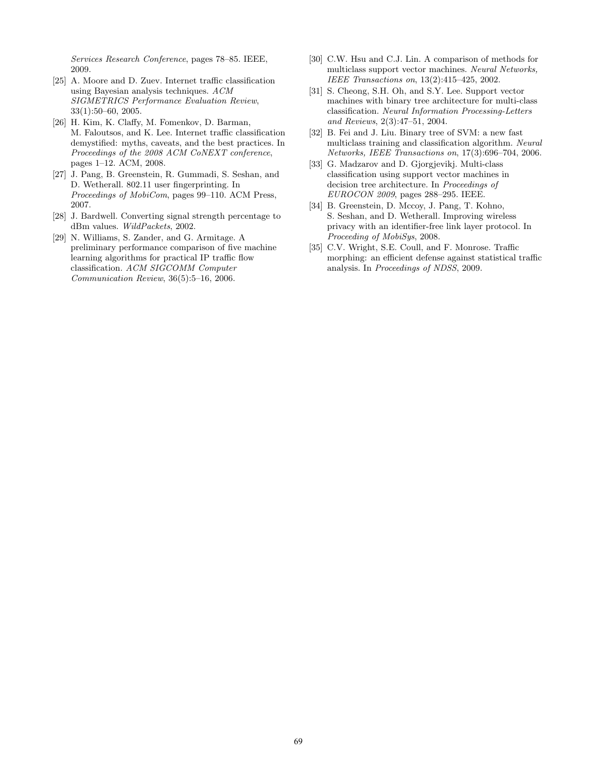Services Research Conference*, pages 78–85. IEEE, 2009.

[25] A. Moore and D. Zuev. Internet traffic classification using Bayesian analysis techniques. *ACM SIGMETRICS Performance Evaluation Review*, 33(1):50–60, 2005.

[26] H. Kim, K. Claffy, M. Fomenkov, D. Barman, M. Faloutsos, and K. Lee. Internet traffic classification demystified: myths, caveats, and the best practices. In *Proceedings of the 2008 ACM CoNEXT conference*, pages 1–12. ACM, 2008.

[27] J. Pang, B. Greenstein, R. Gummadi, S. Seshan, and D. Wetherall. 802.11 user fingerprinting. In *Proceedings of MobiCom*, pages 99–110. ACM Press, 2007.

[28] J. Bardwell. Converting signal strength percentage to dBm values. *WildPackets*, 2002.

[29] N. Williams, S. Zander, and G. Armitage. A preliminary performance comparison of five machine learning algorithms for practical IP traffic flow classification. *ACM SIGCOMM Computer Communication Review*, 36(5):5–16, 2006.

[30] C.W. Hsu and C.J. Lin. A comparison of methods for multiclass support vector machines. *Neural Networks, IEEE Transactions on*, 13(2):415–425, 2002.

[31] S. Cheong, S.H. Oh, and S.Y. Lee. Support vector machines with binary tree architecture for multi-class classification. *Neural Information Processing-Letters and Reviews*, 2(3):47–51, 2004.

[32] B. Fei and J. Liu. Binary tree of SVM: a new fast multiclass training and classification algorithm. *Neural Networks, IEEE Transactions on*, 17(3):696–704, 2006.

[33] G. Madzarov and D. Gjorgjevikj. Multi-class classification using support vector machines in decision tree architecture. In *Proceedings of EUROCON 2009*, pages 288–295. IEEE.

[34] B. Greenstein, D. Mccoy, J. Pang, T. Kohno, S. Seshan, and D. Wetherall. Improving wireless privacy with an identifier-free link layer protocol. In *Proceeding of MobiSys*, 2008.

[35] C.V. Wright, S.E. Coull, and F. Monrose. Traffic morphing: an efficient defense against statistical traffic analysis. In *Proceedings of NDSS*, 2009.